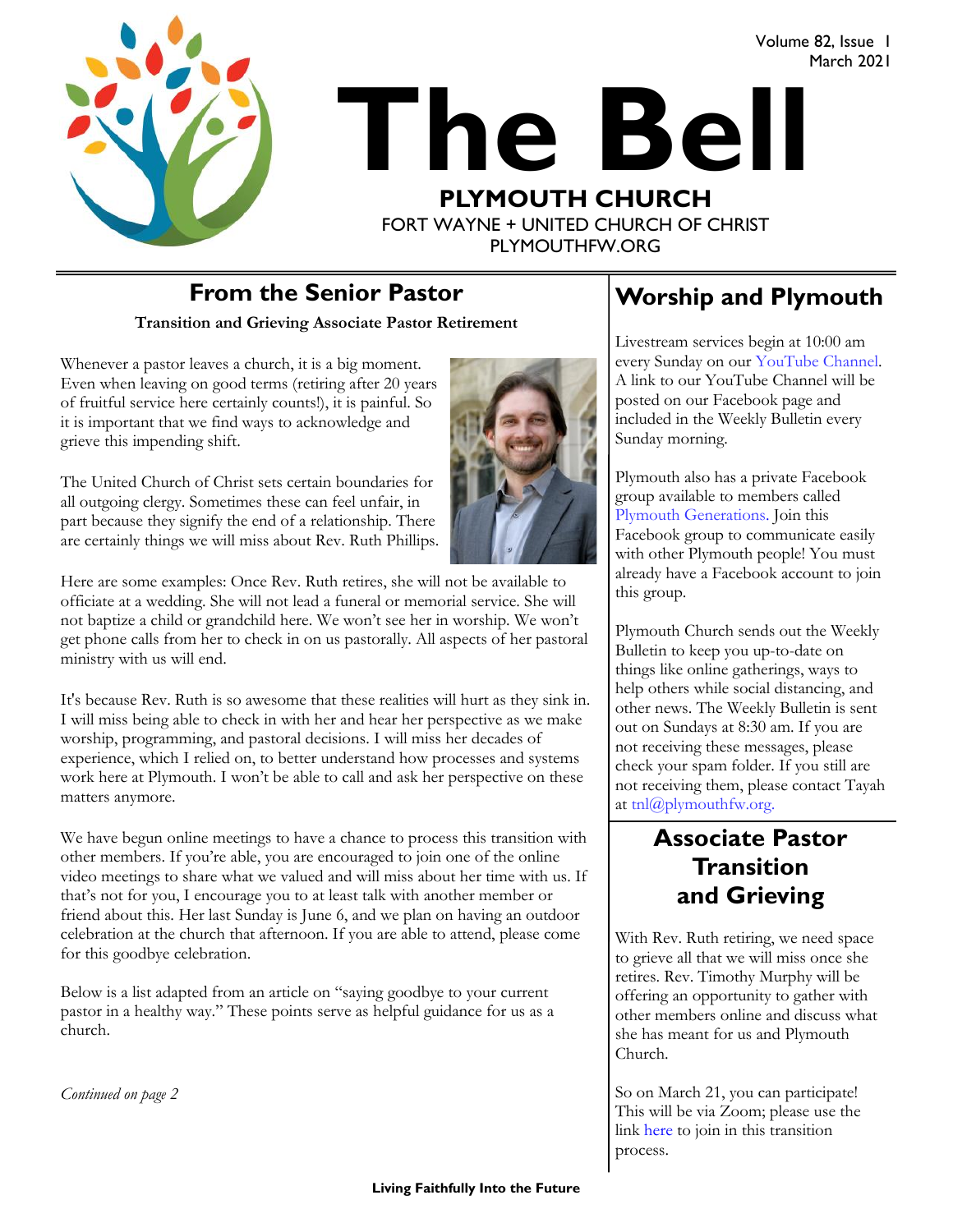Volume 82, Issue 1
March 2021

# The Bell

**PLYMOUTH CHURCH**

FORT WAYNE + UNITED CHURCH OF CHRIST
PLYMOUTHFW.ORG

## From the Senior Pastor

**Transition and Grieving Associate Pastor Retirement**

Whenever a pastor leaves a church, it is a big moment. Even when leaving on good terms (retiring after 20 years of fruitful service here certainly counts!), it is painful. So it is important that we find ways to acknowledge and grieve this impending shift.

The United Church of Christ sets certain boundaries for all outgoing clergy. Sometimes these can feel unfair, in part because they signify the end of a relationship. There are certainly things we will miss about Rev. Ruth Phillips.

Here are some examples: Once Rev. Ruth retires, she will not be available to officiate at a wedding. She will not lead a funeral or memorial service. She will not baptize a child or grandchild here. We won't see her in worship. We won't get phone calls from her to check in on us pastorally. All aspects of her pastoral ministry with us will end.

It's because Rev. Ruth is so awesome that these realities will hurt as they sink in. I will miss being able to check in with her and hear her perspective as we make worship, programming, and pastoral decisions. I will miss her decades of experience, which I relied on, to better understand how processes and systems work here at Plymouth. I won't be able to call and ask her perspective on these matters anymore.

We have begun online meetings to have a chance to process this transition with other members. If you're able, you are encouraged to join one of the online video meetings to share what we valued and will miss about her time with us. If that's not for you, I encourage you to at least talk with another member or friend about this. Her last Sunday is June 6, and we plan on having an outdoor celebration at the church that afternoon. If you are able to attend, please come for this goodbye celebration.

Below is a list adapted from an article on "saying goodbye to your current pastor in a healthy way." These points serve as helpful guidance for us as a church.

*Continued on page 2*

## Worship and Plymouth

Livestream services begin at 10:00 am every Sunday on our YouTube Channel. A link to our YouTube Channel will be posted on our Facebook page and included in the Weekly Bulletin every Sunday morning.

Plymouth also has a private Facebook group available to members called Plymouth Generations. Join this Facebook group to communicate easily with other Plymouth people! You must already have a Facebook account to join this group.

Plymouth Church sends out the Weekly Bulletin to keep you up-to-date on things like online gatherings, ways to help others while social distancing, and other news. The Weekly Bulletin is sent out on Sundays at 8:30 am. If you are not receiving these messages, please check your spam folder. If you still are not receiving them, please contact Tayah at tnl@plymouthfw.org.

## Associate Pastor Transition and Grieving

With Rev. Ruth retiring, we need space to grieve all that we will miss once she retires. Rev. Timothy Murphy will be offering an opportunity to gather with other members online and discuss what she has meant for us and Plymouth Church.

So on March 21, you can participate! This will be via Zoom; please use the link here to join in this transition process.

**Living Faithfully Into the Future**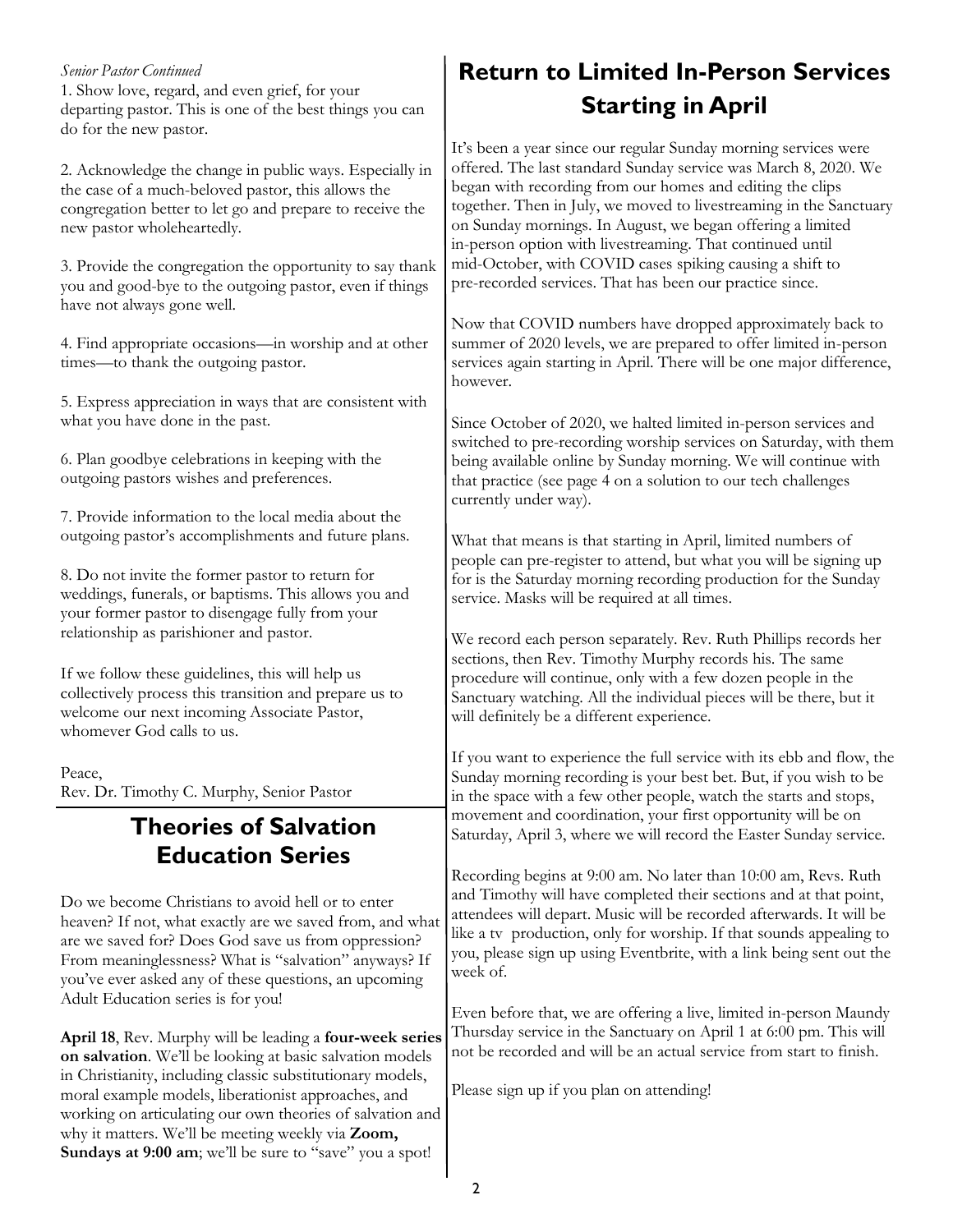*Senior Pastor Continued*

1. Show love, regard, and even grief, for your departing pastor. This is one of the best things you can do for the new pastor.

2. Acknowledge the change in public ways. Especially in the case of a much-beloved pastor, this allows the congregation better to let go and prepare to receive the new pastor wholeheartedly.

3. Provide the congregation the opportunity to say thank you and good-bye to the outgoing pastor, even if things have not always gone well.

4. Find appropriate occasions—in worship and at other times—to thank the outgoing pastor.

5. Express appreciation in ways that are consistent with what you have done in the past.

6. Plan goodbye celebrations in keeping with the outgoing pastors wishes and preferences.

7. Provide information to the local media about the outgoing pastor's accomplishments and future plans.

8. Do not invite the former pastor to return for weddings, funerals, or baptisms. This allows you and your former pastor to disengage fully from your relationship as parishioner and pastor.

If we follow these guidelines, this will help us collectively process this transition and prepare us to welcome our next incoming Associate Pastor, whomever God calls to us.

Peace,
Rev. Dr. Timothy C. Murphy, Senior Pastor

## Theories of Salvation Education Series

Do we become Christians to avoid hell or to enter heaven? If not, what exactly are we saved from, and what are we saved for? Does God save us from oppression? From meaninglessness? What is "salvation" anyways? If you've ever asked any of these questions, an upcoming Adult Education series is for you!

**April 18**, Rev. Murphy will be leading a **four-week series on salvation**. We'll be looking at basic salvation models in Christianity, including classic substitutionary models, moral example models, liberationist approaches, and working on articulating our own theories of salvation and why it matters. We'll be meeting weekly via **Zoom, Sundays at 9:00 am**; we'll be sure to "save" you a spot!

## Return to Limited In-Person Services Starting in April

It's been a year since our regular Sunday morning services were offered. The last standard Sunday service was March 8, 2020. We began with recording from our homes and editing the clips together. Then in July, we moved to livestreaming in the Sanctuary on Sunday mornings. In August, we began offering a limited in-person option with livestreaming. That continued until mid-October, with COVID cases spiking causing a shift to pre-recorded services. That has been our practice since.

Now that COVID numbers have dropped approximately back to summer of 2020 levels, we are prepared to offer limited in-person services again starting in April. There will be one major difference, however.

Since October of 2020, we halted limited in-person services and switched to pre-recording worship services on Saturday, with them being available online by Sunday morning. We will continue with that practice (see page 4 on a solution to our tech challenges currently under way).

What that means is that starting in April, limited numbers of people can pre-register to attend, but what you will be signing up for is the Saturday morning recording production for the Sunday service. Masks will be required at all times.

We record each person separately. Rev. Ruth Phillips records her sections, then Rev. Timothy Murphy records his. The same procedure will continue, only with a few dozen people in the Sanctuary watching. All the individual pieces will be there, but it will definitely be a different experience.

If you want to experience the full service with its ebb and flow, the Sunday morning recording is your best bet. But, if you wish to be in the space with a few other people, watch the starts and stops, movement and coordination, your first opportunity will be on Saturday, April 3, where we will record the Easter Sunday service.

Recording begins at 9:00 am. No later than 10:00 am, Revs. Ruth and Timothy will have completed their sections and at that point, attendees will depart. Music will be recorded afterwards. It will be like a tv production, only for worship. If that sounds appealing to you, please sign up using Eventbrite, with a link being sent out the week of.

Even before that, we are offering a live, limited in-person Maundy Thursday service in the Sanctuary on April 1 at 6:00 pm. This will not be recorded and will be an actual service from start to finish.

Please sign up if you plan on attending!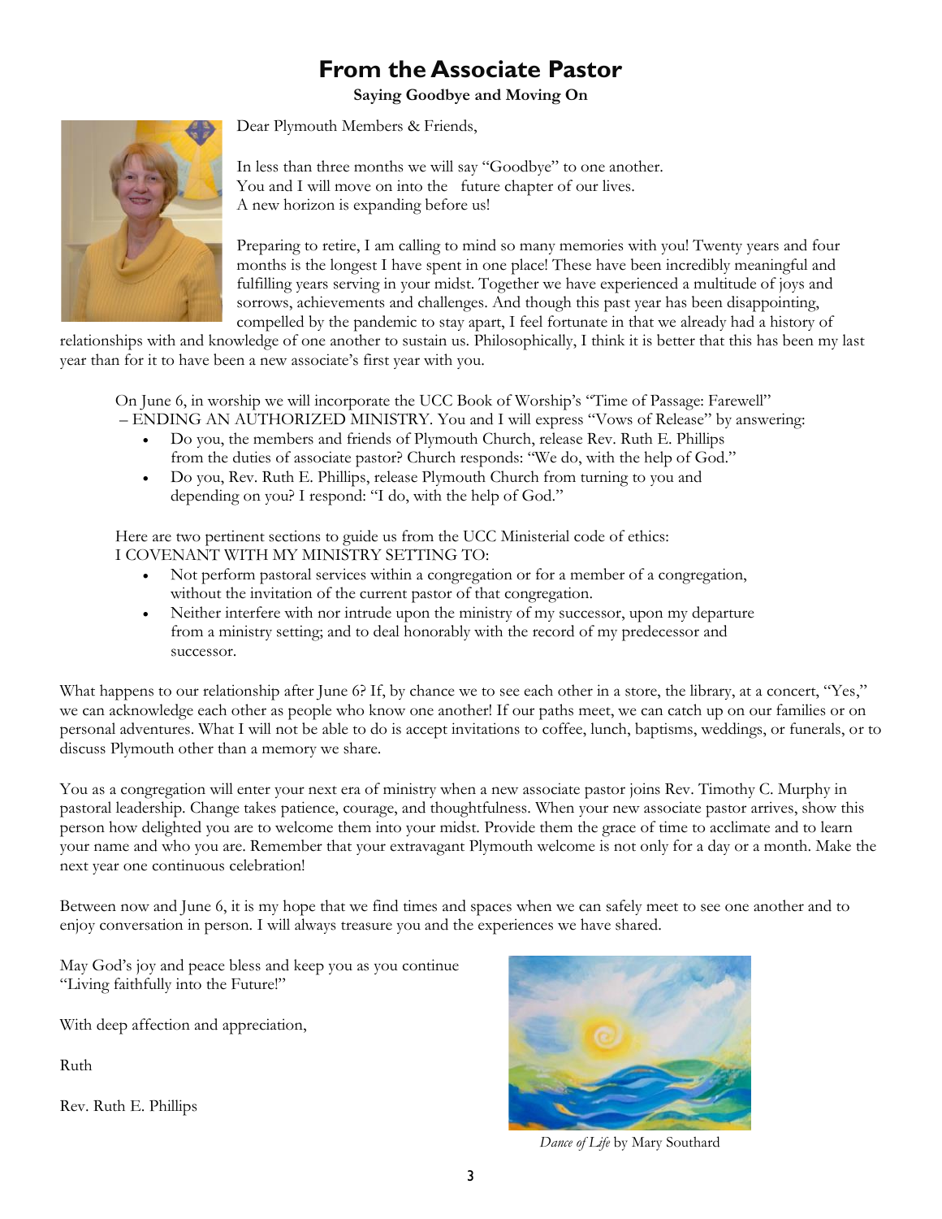# From the Associate Pastor

**Saying Goodbye and Moving On**

Dear Plymouth Members & Friends,

In less than three months we will say "Goodbye" to one another.
You and I will move on into the future chapter of our lives.
A new horizon is expanding before us!

Preparing to retire, I am calling to mind so many memories with you! Twenty years and four months is the longest I have spent in one place! These have been incredibly meaningful and fulfilling years serving in your midst. Together we have experienced a multitude of joys and sorrows, achievements and challenges. And though this past year has been disappointing, compelled by the pandemic to stay apart, I feel fortunate in that we already had a history of relationships with and knowledge of one another to sustain us. Philosophically, I think it is better that this has been my last year than for it to have been a new associate's first year with you.

On June 6, in worship we will incorporate the UCC Book of Worship's "Time of Passage: Farewell" – ENDING AN AUTHORIZED MINISTRY. You and I will express "Vows of Release" by answering:

- Do you, the members and friends of Plymouth Church, release Rev. Ruth E. Phillips from the duties of associate pastor? Church responds: "We do, with the help of God."
- Do you, Rev. Ruth E. Phillips, release Plymouth Church from turning to you and depending on you? I respond: "I do, with the help of God."

Here are two pertinent sections to guide us from the UCC Ministerial code of ethics:
I COVENANT WITH MY MINISTRY SETTING TO:

- Not perform pastoral services within a congregation or for a member of a congregation, without the invitation of the current pastor of that congregation.
- Neither interfere with nor intrude upon the ministry of my successor, upon my departure from a ministry setting; and to deal honorably with the record of my predecessor and successor.

What happens to our relationship after June 6? If, by chance we to see each other in a store, the library, at a concert, "Yes," we can acknowledge each other as people who know one another! If our paths meet, we can catch up on our families or on personal adventures. What I will not be able to do is accept invitations to coffee, lunch, baptisms, weddings, or funerals, or to discuss Plymouth other than a memory we share.

You as a congregation will enter your next era of ministry when a new associate pastor joins Rev. Timothy C. Murphy in pastoral leadership. Change takes patience, courage, and thoughtfulness. When your new associate pastor arrives, show this person how delighted you are to welcome them into your midst. Provide them the grace of time to acclimate and to learn your name and who you are. Remember that your extravagant Plymouth welcome is not only for a day or a month. Make the next year one continuous celebration!

Between now and June 6, it is my hope that we find times and spaces when we can safely meet to see one another and to enjoy conversation in person. I will always treasure you and the experiences we have shared.

May God's joy and peace bless and keep you as you continue "Living faithfully into the Future!"

With deep affection and appreciation,

Ruth

Rev. Ruth E. Phillips

*Dance of Life* by Mary Southard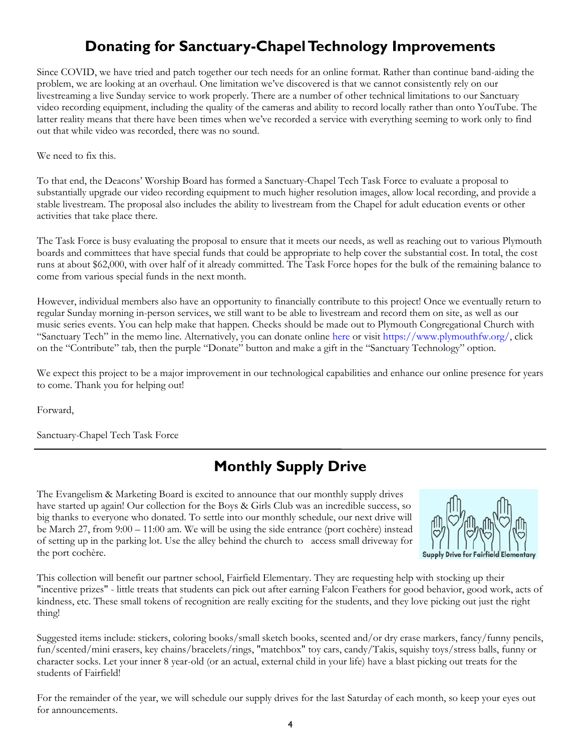## Donating for Sanctuary-Chapel Technology Improvements

Since COVID, we have tried and patch together our tech needs for an online format. Rather than continue band-aiding the problem, we are looking at an overhaul. One limitation we've discovered is that we cannot consistently rely on our livestreaming a live Sunday service to work properly. There are a number of other technical limitations to our Sanctuary video recording equipment, including the quality of the cameras and ability to record locally rather than onto YouTube. The latter reality means that there have been times when we've recorded a service with everything seeming to work only to find out that while video was recorded, there was no sound.

We need to fix this.

To that end, the Deacons' Worship Board has formed a Sanctuary-Chapel Tech Task Force to evaluate a proposal to substantially upgrade our video recording equipment to much higher resolution images, allow local recording, and provide a stable livestream. The proposal also includes the ability to livestream from the Chapel for adult education events or other activities that take place there.

The Task Force is busy evaluating the proposal to ensure that it meets our needs, as well as reaching out to various Plymouth boards and committees that have special funds that could be appropriate to help cover the substantial cost. In total, the cost runs at about $62,000, with over half of it already committed. The Task Force hopes for the bulk of the remaining balance to come from various special funds in the next month.

However, individual members also have an opportunity to financially contribute to this project! Once we eventually return to regular Sunday morning in-person services, we still want to be able to livestream and record them on site, as well as our music series events. You can help make that happen. Checks should be made out to Plymouth Congregational Church with "Sanctuary Tech" in the memo line. Alternatively, you can donate online here or visit https://www.plymouthfw.org/, click on the "Contribute" tab, then the purple "Donate" button and make a gift in the "Sanctuary Technology" option.

We expect this project to be a major improvement in our technological capabilities and enhance our online presence for years to come. Thank you for helping out!

Forward,

Sanctuary-Chapel Tech Task Force

---

## Monthly Supply Drive

The Evangelism & Marketing Board is excited to announce that our monthly supply drives have started up again! Our collection for the Boys & Girls Club was an incredible success, so big thanks to everyone who donated. To settle into our monthly schedule, our next drive will be March 27, from 9:00 – 11:00 am. We will be using the side entrance (port cochère) instead of setting up in the parking lot. Use the alley behind the church to access small driveway for the port cochère.

Supply Drive for Fairfield Elementary

This collection will benefit our partner school, Fairfield Elementary. They are requesting help with stocking up their "incentive prizes" - little treats that students can pick out after earning Falcon Feathers for good behavior, good work, acts of kindness, etc. These small tokens of recognition are really exciting for the students, and they love picking out just the right thing!

Suggested items include: stickers, coloring books/small sketch books, scented and/or dry erase markers, fancy/funny pencils, fun/scented/mini erasers, key chains/bracelets/rings, "matchbox" toy cars, candy/Takis, squishy toys/stress balls, funny or character socks. Let your inner 8 year-old (or an actual, external child in your life) have a blast picking out treats for the students of Fairfield!

For the remainder of the year, we will schedule our supply drives for the last Saturday of each month, so keep your eyes out for announcements.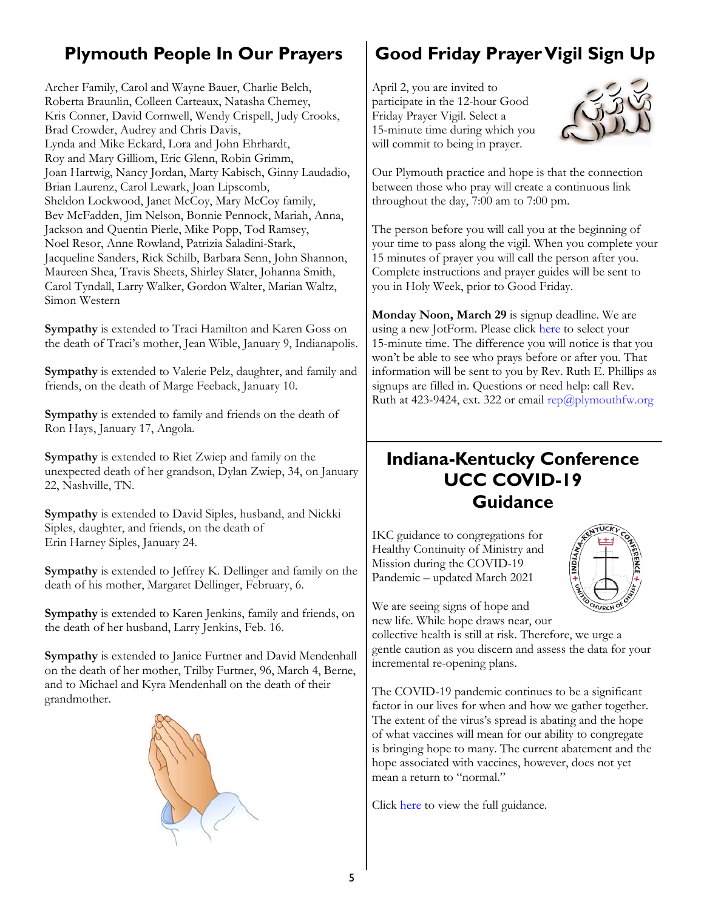## Plymouth People In Our Prayers

Archer Family, Carol and Wayne Bauer, Charlie Belch, Roberta Braunlin, Colleen Carteaux, Natasha Chemey, Kris Conner, David Cornwell, Wendy Crispell, Judy Crooks, Brad Crowder, Audrey and Chris Davis, Lynda and Mike Eckard, Lora and John Ehrhardt, Roy and Mary Gilliom, Eric Glenn, Robin Grimm, Joan Hartwig, Nancy Jordan, Marty Kabisch, Ginny Laudadio, Brian Laurenz, Carol Lewark, Joan Lipscomb, Sheldon Lockwood, Janet McCoy, Mary McCoy family, Bev McFadden, Jim Nelson, Bonnie Pennock, Mariah, Anna, Jackson and Quentin Pierle, Mike Popp, Tod Ramsey, Noel Resor, Anne Rowland, Patrizia Saladini-Stark, Jacqueline Sanders, Rick Schilb, Barbara Senn, John Shannon, Maureen Shea, Travis Sheets, Shirley Slater, Johanna Smith, Carol Tyndall, Larry Walker, Gordon Walter, Marian Waltz, Simon Western

**Sympathy** is extended to Traci Hamilton and Karen Goss on the death of Traci's mother, Jean Wible, January 9, Indianapolis.

**Sympathy** is extended to Valerie Pelz, daughter, and family and friends, on the death of Marge Feeback, January 10.

**Sympathy** is extended to family and friends on the death of Ron Hays, January 17, Angola.

**Sympathy** is extended to Riet Zwiep and family on the unexpected death of her grandson, Dylan Zwiep, 34, on January 22, Nashville, TN.

**Sympathy** is extended to David Siples, husband, and Nickki Siples, daughter, and friends, on the death of Erin Harney Siples, January 24.

**Sympathy** is extended to Jeffrey K. Dellinger and family on the death of his mother, Margaret Dellinger, February, 6.

**Sympathy** is extended to Karen Jenkins, family and friends, on the death of her husband, Larry Jenkins, Feb. 16.

**Sympathy** is extended to Janice Furtner and David Mendenhall on the death of her mother, Trilby Furtner, 96, March 4, Berne, and to Michael and Kyra Mendenhall on the death of their grandmother.

## Good Friday Prayer Vigil Sign Up

April 2, you are invited to participate in the 12-hour Good Friday Prayer Vigil. Select a 15-minute time during which you will commit to being in prayer.

Our Plymouth practice and hope is that the connection between those who pray will create a continuous link throughout the day, 7:00 am to 7:00 pm.

The person before you will call you at the beginning of your time to pass along the vigil. When you complete your 15 minutes of prayer you will call the person after you. Complete instructions and prayer guides will be sent to you in Holy Week, prior to Good Friday.

**Monday Noon, March 29** is signup deadline. We are using a new JotForm. Please click here to select your 15-minute time. The difference you will notice is that you won't be able to see who prays before or after you. That information will be sent to you by Rev. Ruth E. Phillips as signups are filled in. Questions or need help: call Rev. Ruth at 423-9424, ext. 322 or email rep@plymouthfw.org

## Indiana-Kentucky Conference UCC COVID-19 Guidance

IKC guidance to congregations for Healthy Continuity of Ministry and Mission during the COVID-19 Pandemic – updated March 2021

We are seeing signs of hope and new life. While hope draws near, our collective health is still at risk. Therefore, we urge a gentle caution as you discern and assess the data for your incremental re-opening plans.

The COVID-19 pandemic continues to be a significant factor in our lives for when and how we gather together. The extent of the virus's spread is abating and the hope of what vaccines will mean for our ability to congregate is bringing hope to many. The current abatement and the hope associated with vaccines, however, does not yet mean a return to "normal."

Click here to view the full guidance.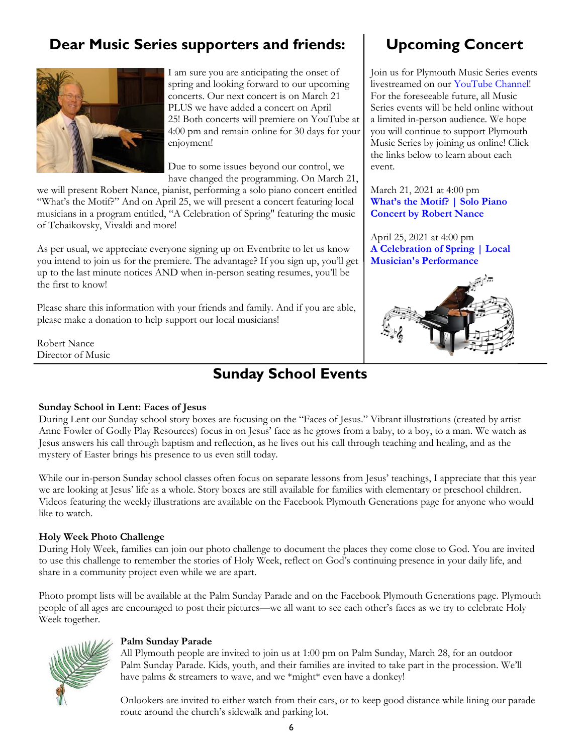## Dear Music Series supporters and friends:

I am sure you are anticipating the onset of spring and looking forward to our upcoming concerts. Our next concert is on March 21 PLUS we have added a concert on April 25! Both concerts will premiere on YouTube at 4:00 pm and remain online for 30 days for your enjoyment!

Due to some issues beyond our control, we have changed the programming. On March 21, we will present Robert Nance, pianist, performing a solo piano concert entitled "What's the Motif?" And on April 25, we will present a concert featuring local musicians in a program entitled, "A Celebration of Spring" featuring the music of Tchaikovsky, Vivaldi and more!

As per usual, we appreciate everyone signing up on Eventbrite to let us know you intend to join us for the premiere. The advantage? If you sign up, you'll get up to the last minute notices AND when in-person seating resumes, you'll be the first to know!

Please share this information with your friends and family. And if you are able, please make a donation to help support our local musicians!

Robert Nance
Director of Music

## Upcoming Concert

Join us for Plymouth Music Series events livestreamed on our YouTube Channel! For the foreseeable future, all Music Series events will be held online without a limited in-person audience. We hope you will continue to support Plymouth Music Series by joining us online! Click the links below to learn about each event.

March 21, 2021 at 4:00 pm
**What's the Motif? | Solo Piano Concert by Robert Nance**

April 25, 2021 at 4:00 pm
**A Celebration of Spring | Local Musician's Performance**

## Sunday School Events

**Sunday School in Lent: Faces of Jesus**
During Lent our Sunday school story boxes are focusing on the "Faces of Jesus." Vibrant illustrations (created by artist Anne Fowler of Godly Play Resources) focus in on Jesus' face as he grows from a baby, to a boy, to a man. We watch as Jesus answers his call through baptism and reflection, as he lives out his call through teaching and healing, and as the mystery of Easter brings his presence to us even still today.

While our in-person Sunday school classes often focus on separate lessons from Jesus' teachings, I appreciate that this year we are looking at Jesus' life as a whole. Story boxes are still available for families with elementary or preschool children. Videos featuring the weekly illustrations are available on the Facebook Plymouth Generations page for anyone who would like to watch.

**Holy Week Photo Challenge**
During Holy Week, families can join our photo challenge to document the places they come close to God. You are invited to use this challenge to remember the stories of Holy Week, reflect on God's continuing presence in your daily life, and share in a community project even while we are apart.

Photo prompt lists will be available at the Palm Sunday Parade and on the Facebook Plymouth Generations page. Plymouth people of all ages are encouraged to post their pictures—we all want to see each other's faces as we try to celebrate Holy Week together.

**Palm Sunday Parade**
All Plymouth people are invited to join us at 1:00 pm on Palm Sunday, March 28, for an outdoor Palm Sunday Parade. Kids, youth, and their families are invited to take part in the procession. We'll have palms & streamers to wave, and we *might* even have a donkey!

Onlookers are invited to either watch from their cars, or to keep good distance while lining our parade route around the church's sidewalk and parking lot.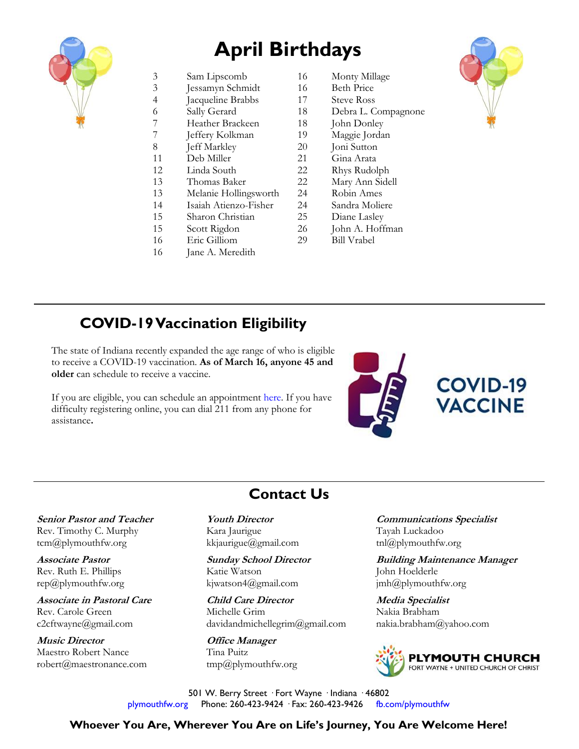# April Birthdays

| | |
|---|---|
| 3 | Sam Lipscomb |
| 3 | Jessamyn Schmidt |
| 4 | Jacqueline Brabbs |
| 6 | Sally Gerard |
| 7 | Heather Brackeen |
| 7 | Jeffery Kolkman |
| 8 | Jeff Markley |
| 11 | Deb Miller |
| 12 | Linda South |
| 13 | Thomas Baker |
| 13 | Melanie Hollingsworth |
| 14 | Isaiah Atienzo-Fisher |
| 15 | Sharon Christian |
| 15 | Scott Rigdon |
| 16 | Eric Gilliom |
| 16 | Jane A. Meredith |
| 16 | Monty Millage |
| 16 | Beth Price |
| 17 | Steve Ross |
| 18 | Debra L. Compagnone |
| 18 | John Donley |
| 19 | Maggie Jordan |
| 20 | Joni Sutton |
| 21 | Gina Arata |
| 22 | Rhys Rudolph |
| 22 | Mary Ann Sidell |
| 24 | Robin Ames |
| 24 | Sandra Moliere |
| 25 | Diane Lasley |
| 26 | John A. Hoffman |
| 29 | Bill Vrabel |

## COVID-19 Vaccination Eligibility

The state of Indiana recently expanded the age range of who is eligible to receive a COVID-19 vaccination. **As of March 16, anyone 45 and older** can schedule to receive a vaccine.

If you are eligible, you can schedule an appointment here. If you have difficulty registering online, you can dial 211 from any phone for assistance.

COVID-19 VACCINE

## Contact Us

***Senior Pastor and Teacher***
Rev. Timothy C. Murphy
tcm@plymouthfw.org

***Associate Pastor***
Rev. Ruth E. Phillips
rep@plymouthfw.org

***Associate in Pastoral Care***
Rev. Carole Green
c2cftwayne@gmail.com

***Music Director***
Maestro Robert Nance
robert@maestronance.com

***Youth Director***
Kara Jaurigue
kkjaurigue@gmail.com

***Sunday School Director***
Katie Watson
kjwatson4@gmail.com

***Child Care Director***
Michelle Grim
davidandmichellegrim@gmail.com

***Office Manager***
Tina Puitz
tmp@plymouthfw.org

***Communications Specialist***
Tayah Luckadoo
tnl@plymouthfw.org

***Building Maintenance Manager***
John Hoelderle
jmh@plymouthfw.org

***Media Specialist***
Nakia Brabham
nakia.brabham@yahoo.com

**PLYMOUTH CHURCH**
FORT WAYNE + UNITED CHURCH OF CHRIST

501 W. Berry Street · Fort Wayne · Indiana · 46802
plymouthfw.org Phone: 260-423-9424 · Fax: 260-423-9426 fb.com/plymouthfw

**Whoever You Are, Wherever You Are on Life's Journey, You Are Welcome Here!**